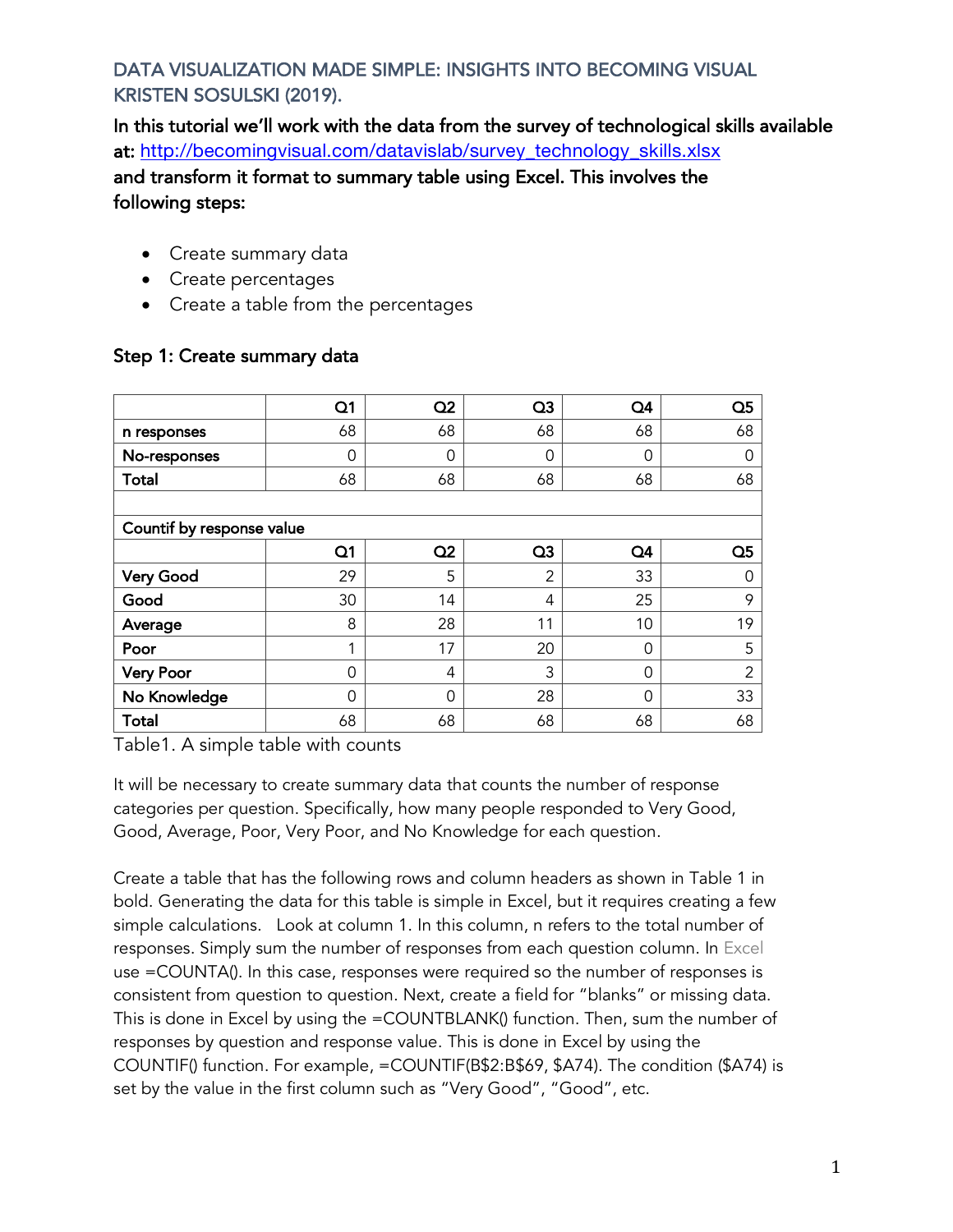## DATA VISUALIZATION MADE SIMPLE: INSIGHTS INTO BECOMING VISUAL KRISTEN SOSULSKI (2019).

**In this tutorial we'll work with the data from the survey of technological skills available at: http://becomingvisual.com/datavislab/survey_technology_skills.xlsx and transform it format to summary table using Excel. This involves the following steps:**

- Create summary data
- Create percentages
- Create a table from the percentages

### Step 1: Create summary data

| | **Q1** | **Q2** | **Q3** | **Q4** | **Q5** |
|---|---|---|---|---|---|
| **n responses** | 68 | 68 | 68 | 68 | 68 |
| **No-responses** | 0 | 0 | 0 | 0 | 0 |
| **Total** | 68 | 68 | 68 | 68 | 68 |
| | | | | | |
| **Countif by response value** | | | | | |
| | **Q1** | **Q2** | **Q3** | **Q4** | **Q5** |
| **Very Good** | 29 | 5 | 2 | 33 | 0 |
| **Good** | 30 | 14 | 4 | 25 | 9 |
| **Average** | 8 | 28 | 11 | 10 | 19 |
| **Poor** | 1 | 17 | 20 | 0 | 5 |
| **Very Poor** | 0 | 4 | 3 | 0 | 2 |
| **No Knowledge** | 0 | 0 | 28 | 0 | 33 |
| **Total** | 68 | 68 | 68 | 68 | 68 |

Table1. A simple table with counts

It will be necessary to create summary data that counts the number of response categories per question. Specifically, how many people responded to Very Good, Good, Average, Poor, Very Poor, and No Knowledge for each question.

Create a table that has the following rows and column headers as shown in Table 1 in bold. Generating the data for this table is simple in Excel, but it requires creating a few simple calculations. Look at column 1. In this column, n refers to the total number of responses. Simply sum the number of responses from each question column. In Excel use =COUNTA(). In this case, responses were required so the number of responses is consistent from question to question. Next, create a field for "blanks" or missing data. This is done in Excel by using the =COUNTBLANK() function. Then, sum the number of responses by question and response value. This is done in Excel by using the COUNTIF() function. For example, =COUNTIF(B$2:B$69, $A74). The condition ($A74) is set by the value in the first column such as "Very Good", "Good", etc.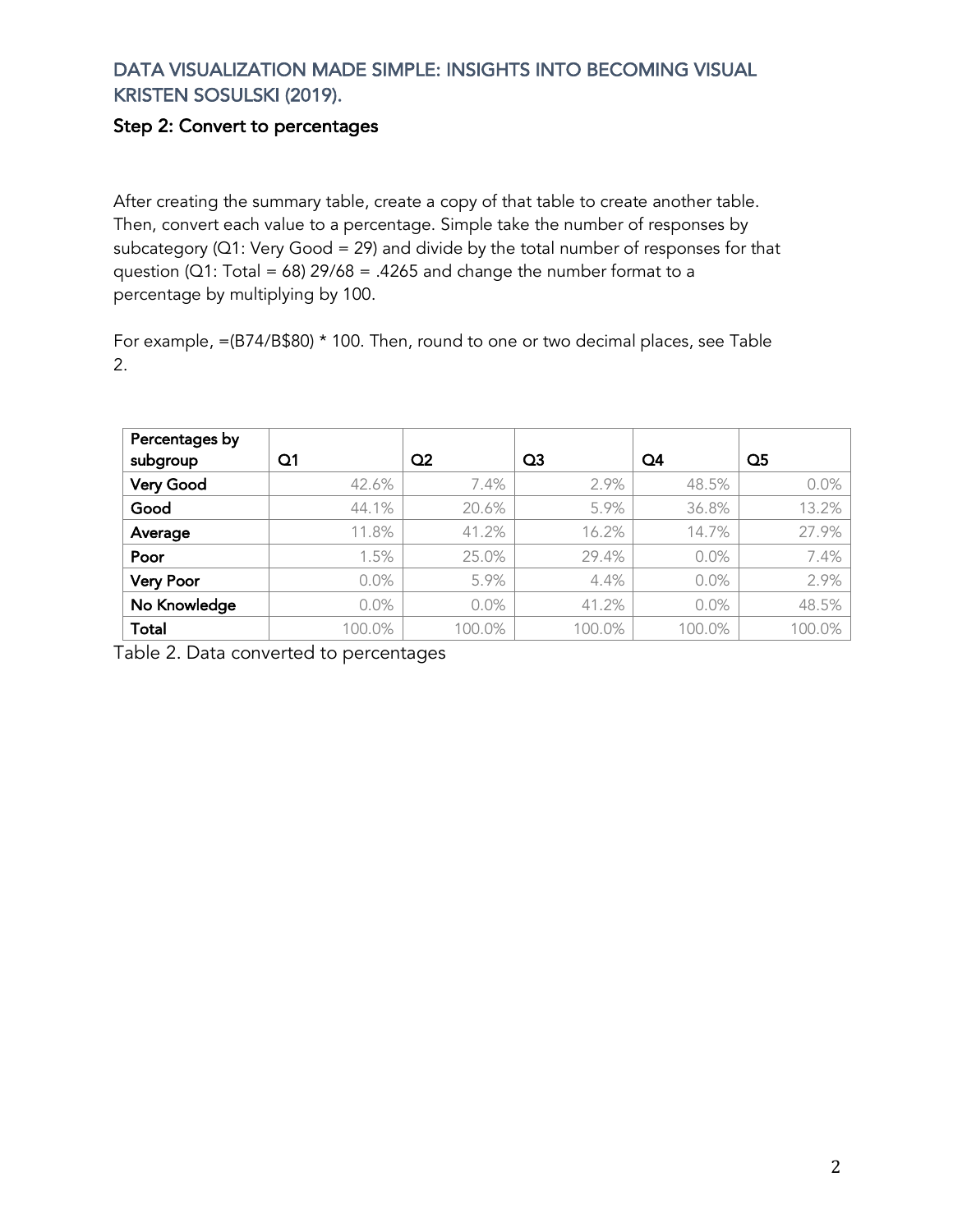DATA VISUALIZATION MADE SIMPLE: INSIGHTS INTO BECOMING VISUAL
KRISTEN SOSULSKI (2019).

## Step 2: Convert to percentages

After creating the summary table, create a copy of that table to create another table. Then, convert each value to a percentage. Simple take the number of responses by subcategory (Q1: Very Good = 29) and divide by the total number of responses for that question (Q1: Total = 68) 29/68 = .4265 and change the number format to a percentage by multiplying by 100.

For example, =(B74/B$80) * 100. Then, round to one or two decimal places, see Table 2.

| Percentages by subgroup | Q1 | Q2 | Q3 | Q4 | Q5 |
|---|---|---|---|---|---|
| **Very Good** | 42.6% | 7.4% | 2.9% | 48.5% | 0.0% |
| **Good** | 44.1% | 20.6% | 5.9% | 36.8% | 13.2% |
| **Average** | 11.8% | 41.2% | 16.2% | 14.7% | 27.9% |
| **Poor** | 1.5% | 25.0% | 29.4% | 0.0% | 7.4% |
| **Very Poor** | 0.0% | 5.9% | 4.4% | 0.0% | 2.9% |
| **No Knowledge** | 0.0% | 0.0% | 41.2% | 0.0% | 48.5% |
| **Total** | 100.0% | 100.0% | 100.0% | 100.0% | 100.0% |

Table 2. Data converted to percentages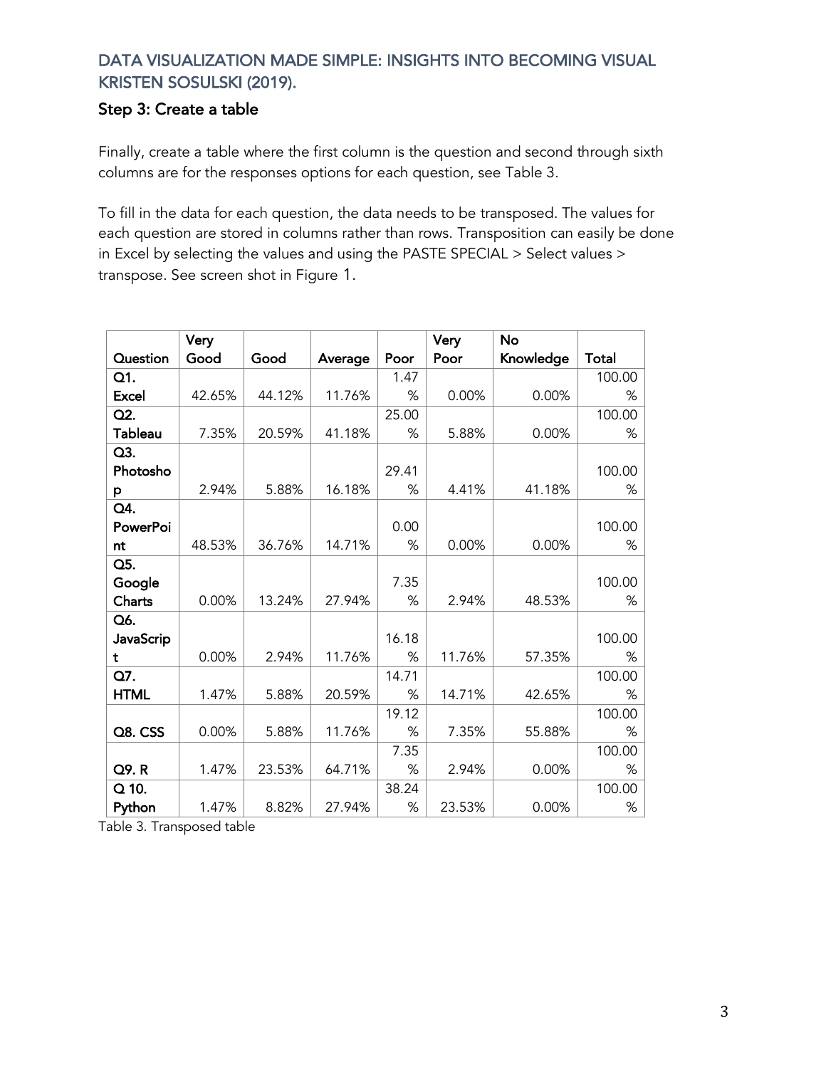DATA VISUALIZATION MADE SIMPLE: INSIGHTS INTO BECOMING VISUAL KRISTEN SOSULSKI (2019).

### Step 3: Create a table

Finally, create a table where the first column is the question and second through sixth columns are for the responses options for each question, see Table 3.

To fill in the data for each question, the data needs to be transposed. The values for each question are stored in columns rather than rows. Transposition can easily be done in Excel by selecting the values and using the PASTE SPECIAL > Select values > transpose. See screen shot in Figure 1.

| Question | Very Good | Good | Average | Poor | Very Poor | No Knowledge | Total |
|---|---|---|---|---|---|---|---|
| **Q1. Excel** | 42.65% | 44.12% | 11.76% | 1.47% | 0.00% | 0.00% | 100.00% |
| **Q2. Tableau** | 7.35% | 20.59% | 41.18% | 25.00% | 5.88% | 0.00% | 100.00% |
| **Q3. Photoshop** | 2.94% | 5.88% | 16.18% | 29.41% | 4.41% | 41.18% | 100.00% |
| **Q4. PowerPoint** | 48.53% | 36.76% | 14.71% | 0.00% | 0.00% | 0.00% | 100.00% |
| **Q5. Google Charts** | 0.00% | 13.24% | 27.94% | 7.35% | 2.94% | 48.53% | 100.00% |
| **Q6. JavaScript** | 0.00% | 2.94% | 11.76% | 16.18% | 11.76% | 57.35% | 100.00% |
| **Q7. HTML** | 1.47% | 5.88% | 20.59% | 14.71% | 14.71% | 42.65% | 100.00% |
| **Q8. CSS** | 0.00% | 5.88% | 11.76% | 19.12% | 7.35% | 55.88% | 100.00% |
| **Q9. R** | 1.47% | 23.53% | 64.71% | 7.35% | 2.94% | 0.00% | 100.00% |
| **Q 10. Python** | 1.47% | 8.82% | 27.94% | 38.24% | 23.53% | 0.00% | 100.00% |

Table 3. Transposed table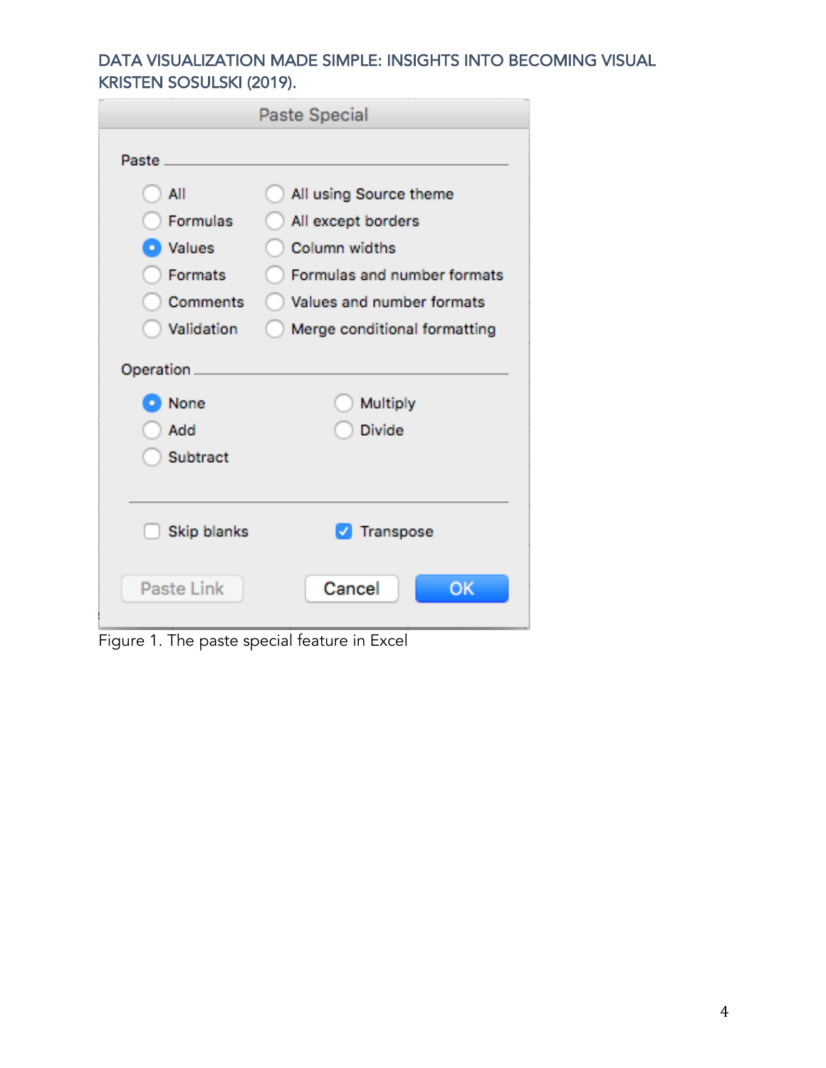Figure 1. The paste special feature in Excel